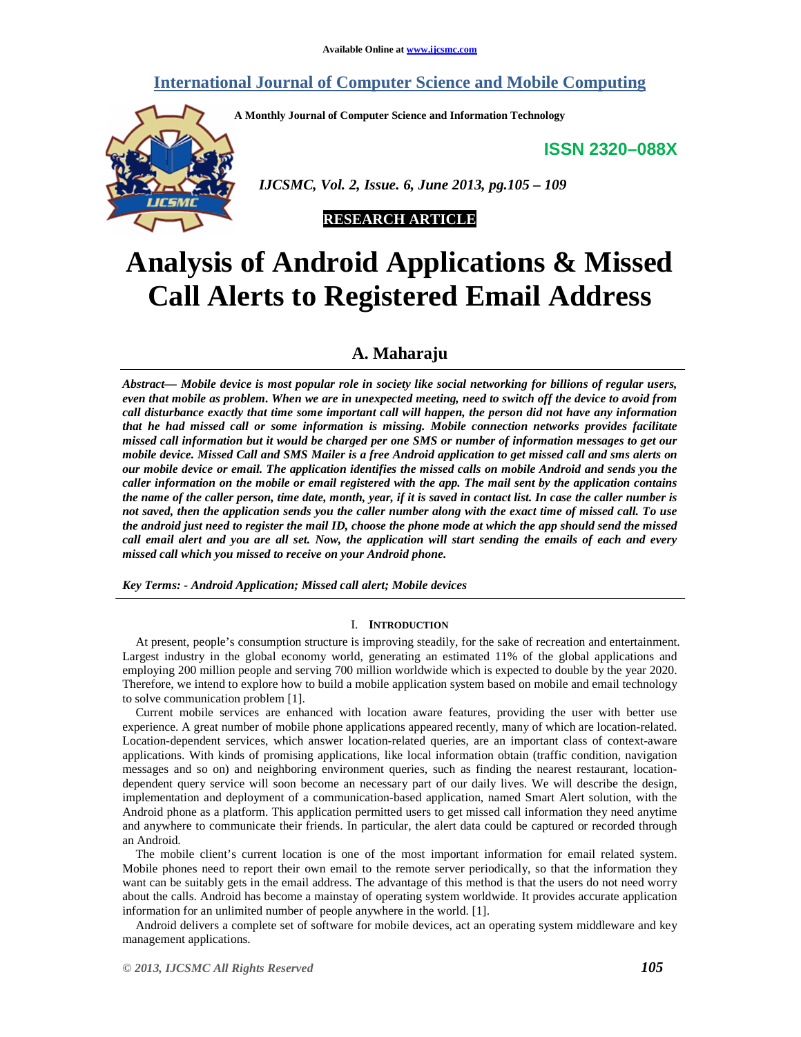Available Online at www.ijcsmc.com

# International Journal of Computer Science and Mobile Computing

**A Monthly Journal of Computer Science and Information Technology**

**ISSN 2320–088X**

*IJCSMC, Vol. 2, Issue. 6, June 2013, pg.105 – 109*

**RESEARCH ARTICLE**

# Analysis of Android Applications & Missed Call Alerts to Registered Email Address

## A. Maharaju

***Abstract*— *Mobile device is most popular role in society like social networking for billions of regular users, even that mobile as problem. When we are in unexpected meeting, need to switch off the device to avoid from call disturbance exactly that time some important call will happen, the person did not have any information that he had missed call or some information is missing. Mobile connection networks provides facilitate missed call information but it would be charged per one SMS or number of information messages to get our mobile device. Missed Call and SMS Mailer is a free Android application to get missed call and sms alerts on our mobile device or email. The application identifies the missed calls on mobile Android and sends you the caller information on the mobile or email registered with the app. The mail sent by the application contains the name of the caller person, time date, month, year, if it is saved in contact list. In case the caller number is not saved, then the application sends you the caller number along with the exact time of missed call. To use the android just need to register the mail ID, choose the phone mode at which the app should send the missed call email alert and you are all set. Now, the application will start sending the emails of each and every missed call which you missed to receive on your Android phone.***

***Key Terms: - Android Application; Missed call alert; Mobile devices***

## I. Introduction

At present, people's consumption structure is improving steadily, for the sake of recreation and entertainment. Largest industry in the global economy world, generating an estimated 11% of the global applications and employing 200 million people and serving 700 million worldwide which is expected to double by the year 2020. Therefore, we intend to explore how to build a mobile application system based on mobile and email technology to solve communication problem [1].

Current mobile services are enhanced with location aware features, providing the user with better use experience. A great number of mobile phone applications appeared recently, many of which are location-related. Location-dependent services, which answer location-related queries, are an important class of context-aware applications. With kinds of promising applications, like local information obtain (traffic condition, navigation messages and so on) and neighboring environment queries, such as finding the nearest restaurant, location-dependent query service will soon become an necessary part of our daily lives. We will describe the design, implementation and deployment of a communication-based application, named Smart Alert solution, with the Android phone as a platform. This application permitted users to get missed call information they need anytime and anywhere to communicate their friends. In particular, the alert data could be captured or recorded through an Android.

The mobile client's current location is one of the most important information for email related system. Mobile phones need to report their own email to the remote server periodically, so that the information they want can be suitably gets in the email address. The advantage of this method is that the users do not need worry about the calls. Android has become a mainstay of operating system worldwide. It provides accurate application information for an unlimited number of people anywhere in the world. [1].

Android delivers a complete set of software for mobile devices, act an operating system middleware and key management applications.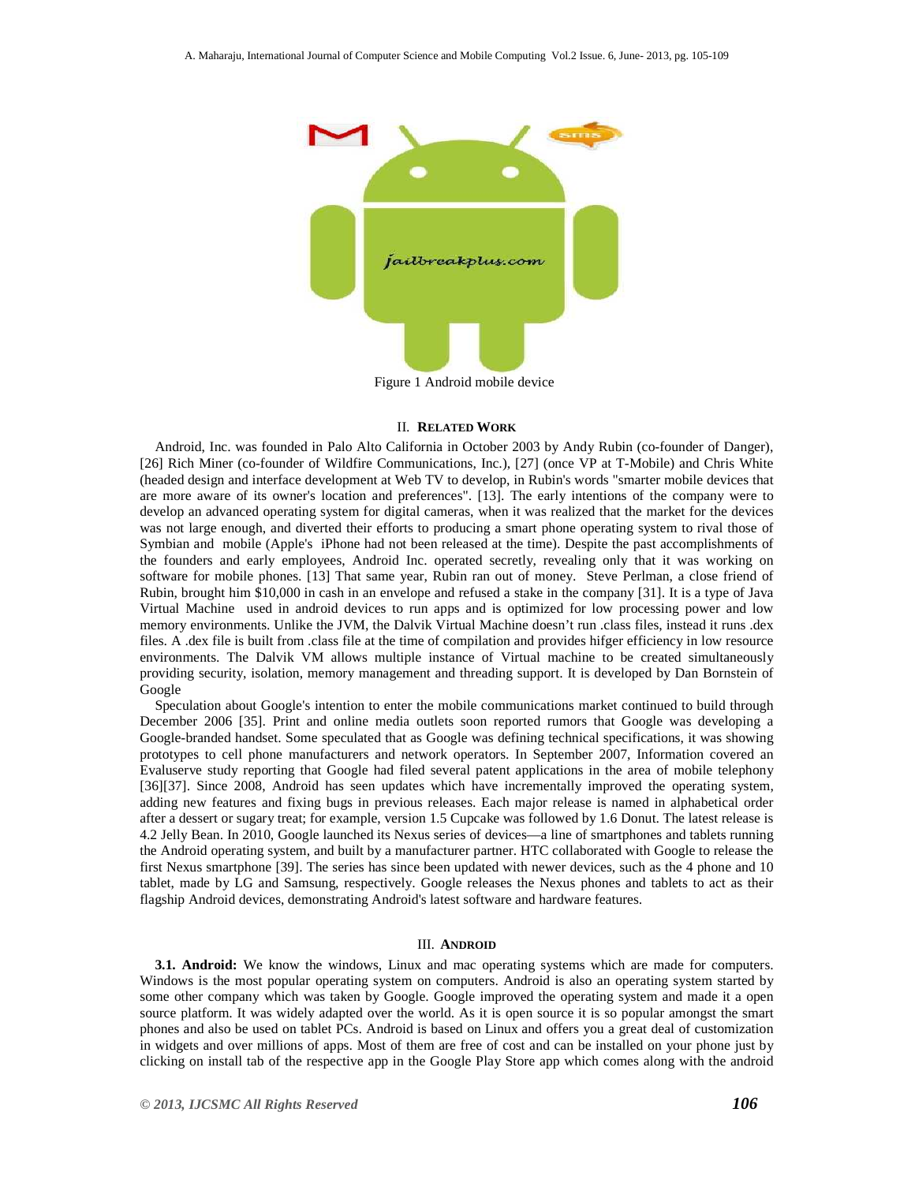Figure 1 Android mobile device

## II. RELATED WORK

Android, Inc. was founded in Palo Alto California in October 2003 by Andy Rubin (co-founder of Danger), [26] Rich Miner (co-founder of Wildfire Communications, Inc.), [27] (once VP at T-Mobile) and Chris White (headed design and interface development at Web TV to develop, in Rubin's words "smarter mobile devices that are more aware of its owner's location and preferences". [13]. The early intentions of the company were to develop an advanced operating system for digital cameras, when it was realized that the market for the devices was not large enough, and diverted their efforts to producing a smart phone operating system to rival those of Symbian and mobile (Apple's iPhone had not been released at the time). Despite the past accomplishments of the founders and early employees, Android Inc. operated secretly, revealing only that it was working on software for mobile phones. [13] That same year, Rubin ran out of money. Steve Perlman, a close friend of Rubin, brought him $10,000 in cash in an envelope and refused a stake in the company [31]. It is a type of Java Virtual Machine used in android devices to run apps and is optimized for low processing power and low memory environments. Unlike the JVM, the Dalvik Virtual Machine doesn't run .class files, instead it runs .dex files. A .dex file is built from .class file at the time of compilation and provides hifger efficiency in low resource environments. The Dalvik VM allows multiple instance of Virtual machine to be created simultaneously providing security, isolation, memory management and threading support. It is developed by Dan Bornstein of Google

Speculation about Google's intention to enter the mobile communications market continued to build through December 2006 [35]. Print and online media outlets soon reported rumors that Google was developing a Google-branded handset. Some speculated that as Google was defining technical specifications, it was showing prototypes to cell phone manufacturers and network operators. In September 2007, Information covered an Evaluserve study reporting that Google had filed several patent applications in the area of mobile telephony [36][37]. Since 2008, Android has seen updates which have incrementally improved the operating system, adding new features and fixing bugs in previous releases. Each major release is named in alphabetical order after a dessert or sugary treat; for example, version 1.5 Cupcake was followed by 1.6 Donut. The latest release is 4.2 Jelly Bean. In 2010, Google launched its Nexus series of devices—a line of smartphones and tablets running the Android operating system, and built by a manufacturer partner. HTC collaborated with Google to release the first Nexus smartphone [39]. The series has since been updated with newer devices, such as the 4 phone and 10 tablet, made by LG and Samsung, respectively. Google releases the Nexus phones and tablets to act as their flagship Android devices, demonstrating Android's latest software and hardware features.

## III. ANDROID

**3.1. Android:** We know the windows, Linux and mac operating systems which are made for computers. Windows is the most popular operating system on computers. Android is also an operating system started by some other company which was taken by Google. Google improved the operating system and made it a open source platform. It was widely adapted over the world. As it is open source it is so popular amongst the smart phones and also be used on tablet PCs. Android is based on Linux and offers you a great deal of customization in widgets and over millions of apps. Most of them are free of cost and can be installed on your phone just by clicking on install tab of the respective app in the Google Play Store app which comes along with the android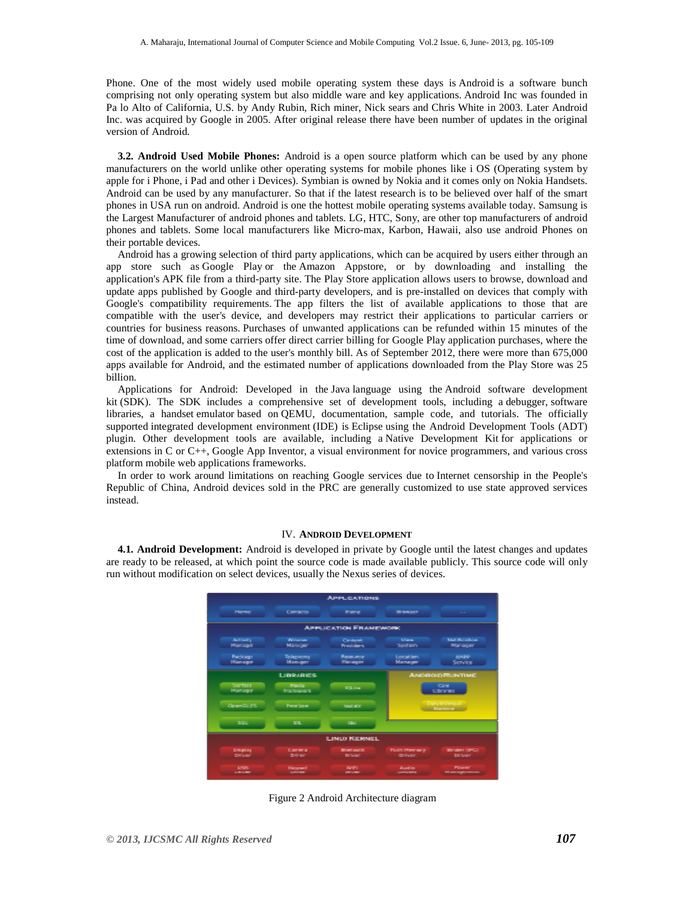Phone. One of the most widely used mobile operating system these days is Android is a software bunch comprising not only operating system but also middle ware and key applications. Android Inc was founded in Pa lo Alto of California, U.S. by Andy Rubin, Rich miner, Nick sears and Chris White in 2003. Later Android Inc. was acquired by Google in 2005. After original release there have been number of updates in the original version of Android.

**3.2. Android Used Mobile Phones:** Android is a open source platform which can be used by any phone manufacturers on the world unlike other operating systems for mobile phones like i OS (Operating system by apple for i Phone, i Pad and other i Devices). Symbian is owned by Nokia and it comes only on Nokia Handsets. Android can be used by any manufacturer. So that if the latest research is to be believed over half of the smart phones in USA run on android. Android is one the hottest mobile operating systems available today. Samsung is the Largest Manufacturer of android phones and tablets. LG, HTC, Sony, are other top manufacturers of android phones and tablets. Some local manufacturers like Micro-max, Karbon, Hawaii, also use android Phones on their portable devices.

Android has a growing selection of third party applications, which can be acquired by users either through an app store such as Google Play or the Amazon Appstore, or by downloading and installing the application's APK file from a third-party site. The Play Store application allows users to browse, download and update apps published by Google and third-party developers, and is pre-installed on devices that comply with Google's compatibility requirements. The app filters the list of available applications to those that are compatible with the user's device, and developers may restrict their applications to particular carriers or countries for business reasons. Purchases of unwanted applications can be refunded within 15 minutes of the time of download, and some carriers offer direct carrier billing for Google Play application purchases, where the cost of the application is added to the user's monthly bill. As of September 2012, there were more than 675,000 apps available for Android, and the estimated number of applications downloaded from the Play Store was 25 billion.

Applications for Android: Developed in the Java language using the Android software development kit (SDK). The SDK includes a comprehensive set of development tools, including a debugger, software libraries, a handset emulator based on QEMU, documentation, sample code, and tutorials. The officially supported integrated development environment (IDE) is Eclipse using the Android Development Tools (ADT) plugin. Other development tools are available, including a Native Development Kit for applications or extensions in C or C++, Google App Inventor, a visual environment for novice programmers, and various cross platform mobile web applications frameworks.

In order to work around limitations on reaching Google services due to Internet censorship in the People's Republic of China, Android devices sold in the PRC are generally customized to use state approved services instead.

## IV. Android Development

**4.1. Android Development:** Android is developed in private by Google until the latest changes and updates are ready to be released, at which point the source code is made available publicly. This source code will only run without modification on select devices, usually the Nexus series of devices.

Figure 2 Android Architecture diagram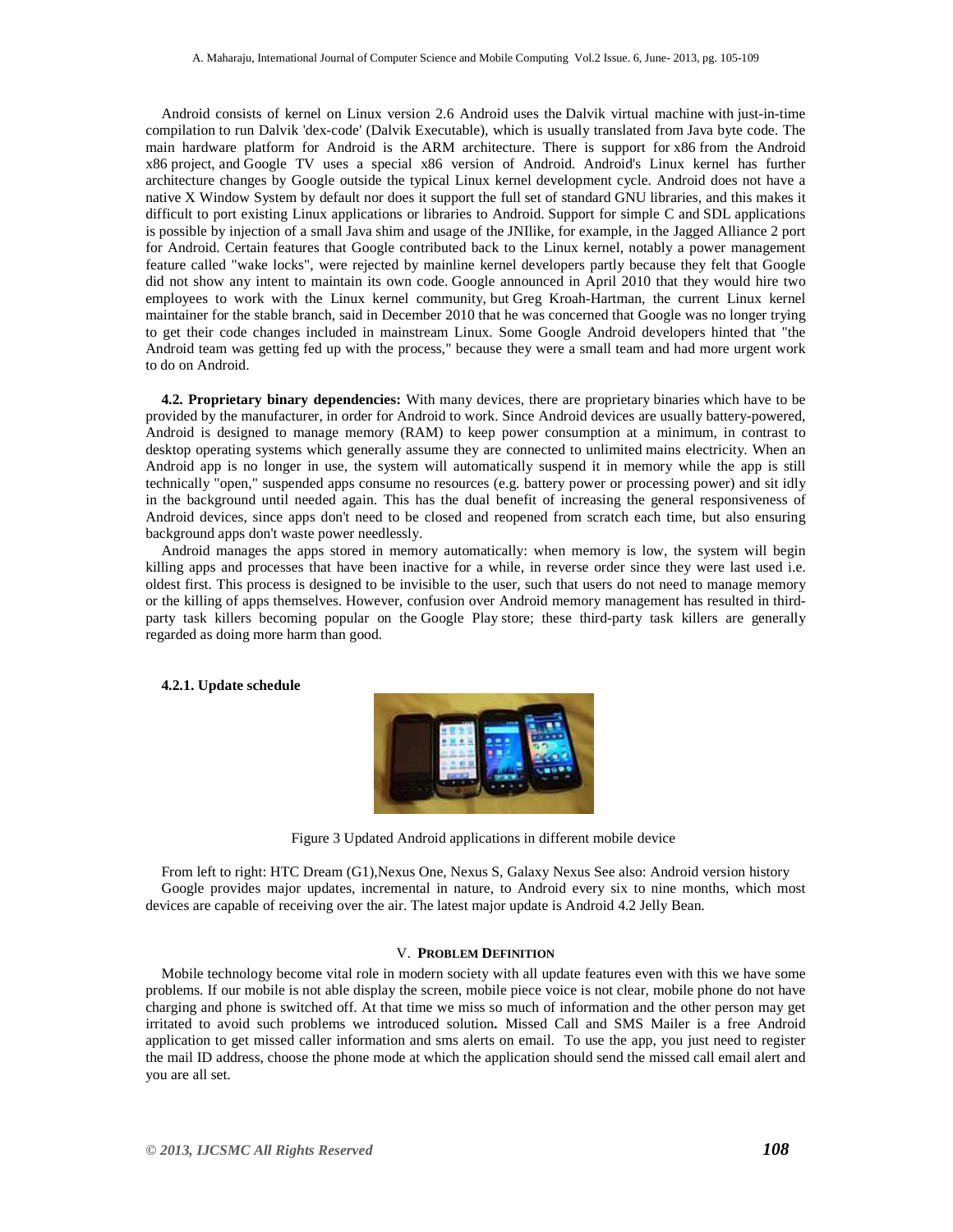Android consists of kernel on Linux version 2.6 Android uses the Dalvik virtual machine with just-in-time compilation to run Dalvik 'dex-code' (Dalvik Executable), which is usually translated from Java byte code. The main hardware platform for Android is the ARM architecture. There is support for x86 from the Android x86 project, and Google TV uses a special x86 version of Android. Android's Linux kernel has further architecture changes by Google outside the typical Linux kernel development cycle. Android does not have a native X Window System by default nor does it support the full set of standard GNU libraries, and this makes it difficult to port existing Linux applications or libraries to Android. Support for simple C and SDL applications is possible by injection of a small Java shim and usage of the JNIlike, for example, in the Jagged Alliance 2 port for Android. Certain features that Google contributed back to the Linux kernel, notably a power management feature called "wake locks", were rejected by mainline kernel developers partly because they felt that Google did not show any intent to maintain its own code. Google announced in April 2010 that they would hire two employees to work with the Linux kernel community, but Greg Kroah-Hartman, the current Linux kernel maintainer for the stable branch, said in December 2010 that he was concerned that Google was no longer trying to get their code changes included in mainstream Linux. Some Google Android developers hinted that "the Android team was getting fed up with the process," because they were a small team and had more urgent work to do on Android.

**4.2. Proprietary binary dependencies:** With many devices, there are proprietary binaries which have to be provided by the manufacturer, in order for Android to work. Since Android devices are usually battery-powered, Android is designed to manage memory (RAM) to keep power consumption at a minimum, in contrast to desktop operating systems which generally assume they are connected to unlimited mains electricity. When an Android app is no longer in use, the system will automatically suspend it in memory while the app is still technically "open," suspended apps consume no resources (e.g. battery power or processing power) and sit idly in the background until needed again. This has the dual benefit of increasing the general responsiveness of Android devices, since apps don't need to be closed and reopened from scratch each time, but also ensuring background apps don't waste power needlessly.

Android manages the apps stored in memory automatically: when memory is low, the system will begin killing apps and processes that have been inactive for a while, in reverse order since they were last used i.e. oldest first. This process is designed to be invisible to the user, such that users do not need to manage memory or the killing of apps themselves. However, confusion over Android memory management has resulted in third-party task killers becoming popular on the Google Play store; these third-party task killers are generally regarded as doing more harm than good.

**4.2.1. Update schedule**

Figure 3 Updated Android applications in different mobile device

From left to right: HTC Dream (G1),Nexus One, Nexus S, Galaxy Nexus See also: Android version history

Google provides major updates, incremental in nature, to Android every six to nine months, which most devices are capable of receiving over the air. The latest major update is Android 4.2 Jelly Bean.

## V. Problem Definition

Mobile technology become vital role in modern society with all update features even with this we have some problems. If our mobile is not able display the screen, mobile piece voice is not clear, mobile phone do not have charging and phone is switched off. At that time we miss so much of information and the other person may get irritated to avoid such problems we introduced solution**.** Missed Call and SMS Mailer is a free Android application to get missed caller information and sms alerts on email. To use the app, you just need to register the mail ID address, choose the phone mode at which the application should send the missed call email alert and you are all set.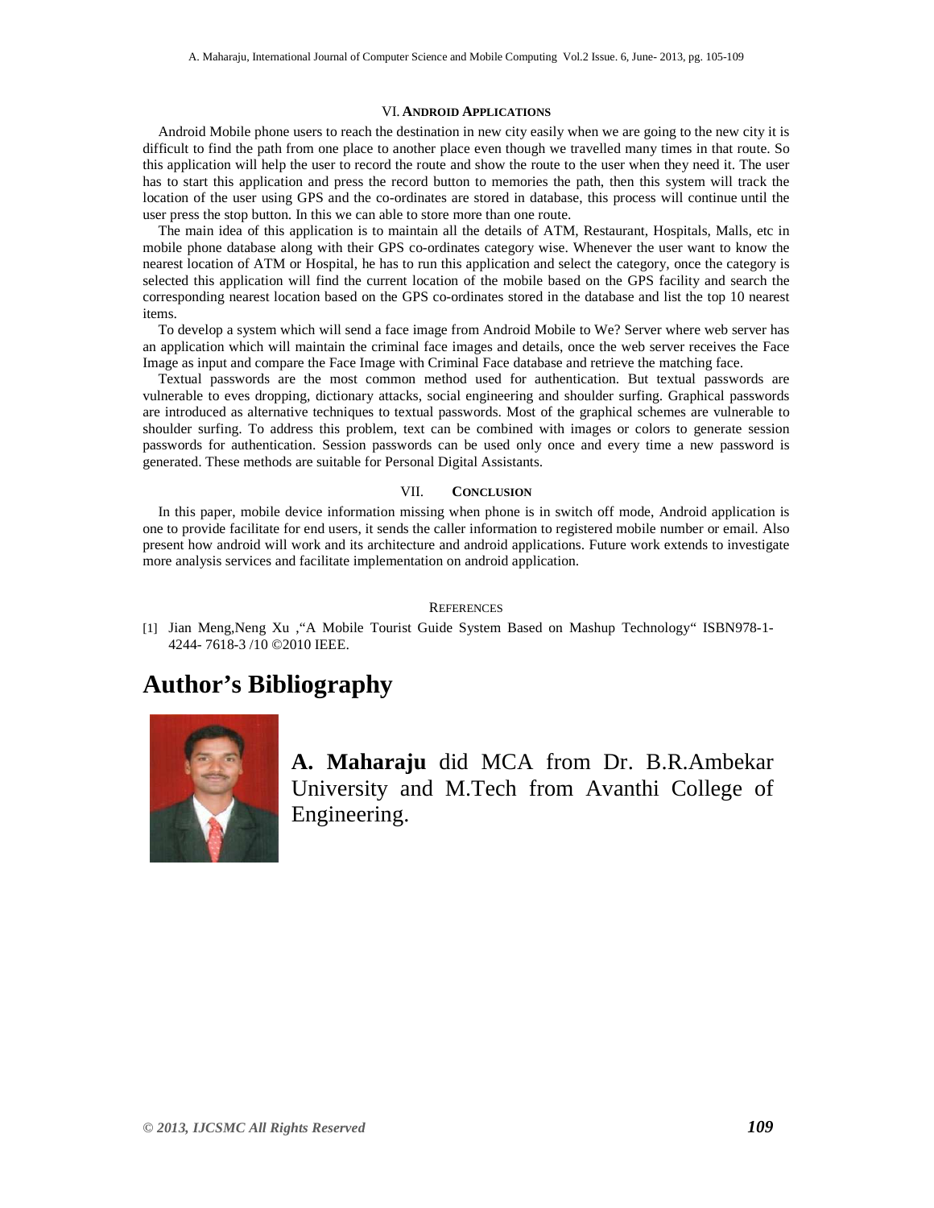## VI. Android Applications

Android Mobile phone users to reach the destination in new city easily when we are going to the new city it is difficult to find the path from one place to another place even though we travelled many times in that route. So this application will help the user to record the route and show the route to the user when they need it. The user has to start this application and press the record button to memories the path, then this system will track the location of the user using GPS and the co-ordinates are stored in database, this process will continue until the user press the stop button. In this we can able to store more than one route.

The main idea of this application is to maintain all the details of ATM, Restaurant, Hospitals, Malls, etc in mobile phone database along with their GPS co-ordinates category wise. Whenever the user want to know the nearest location of ATM or Hospital, he has to run this application and select the category, once the category is selected this application will find the current location of the mobile based on the GPS facility and search the corresponding nearest location based on the GPS co-ordinates stored in the database and list the top 10 nearest items.

To develop a system which will send a face image from Android Mobile to We? Server where web server has an application which will maintain the criminal face images and details, once the web server receives the Face Image as input and compare the Face Image with Criminal Face database and retrieve the matching face.

Textual passwords are the most common method used for authentication. But textual passwords are vulnerable to eves dropping, dictionary attacks, social engineering and shoulder surfing. Graphical passwords are introduced as alternative techniques to textual passwords. Most of the graphical schemes are vulnerable to shoulder surfing. To address this problem, text can be combined with images or colors to generate session passwords for authentication. Session passwords can be used only once and every time a new password is generated. These methods are suitable for Personal Digital Assistants.

## VII. Conclusion

In this paper, mobile device information missing when phone is in switch off mode, Android application is one to provide facilitate for end users, it sends the caller information to registered mobile number or email. Also present how android will work and its architecture and android applications. Future work extends to investigate more analysis services and facilitate implementation on android application.

## References

[1] Jian Meng,Neng Xu ,"A Mobile Tourist Guide System Based on Mashup Technology" ISBN978-1-4244- 7618-3 /10 ©2010 IEEE.

# Author's Bibliography

**A. Maharaju** did MCA from Dr. B.R.Ambekar University and M.Tech from Avanthi College of Engineering.